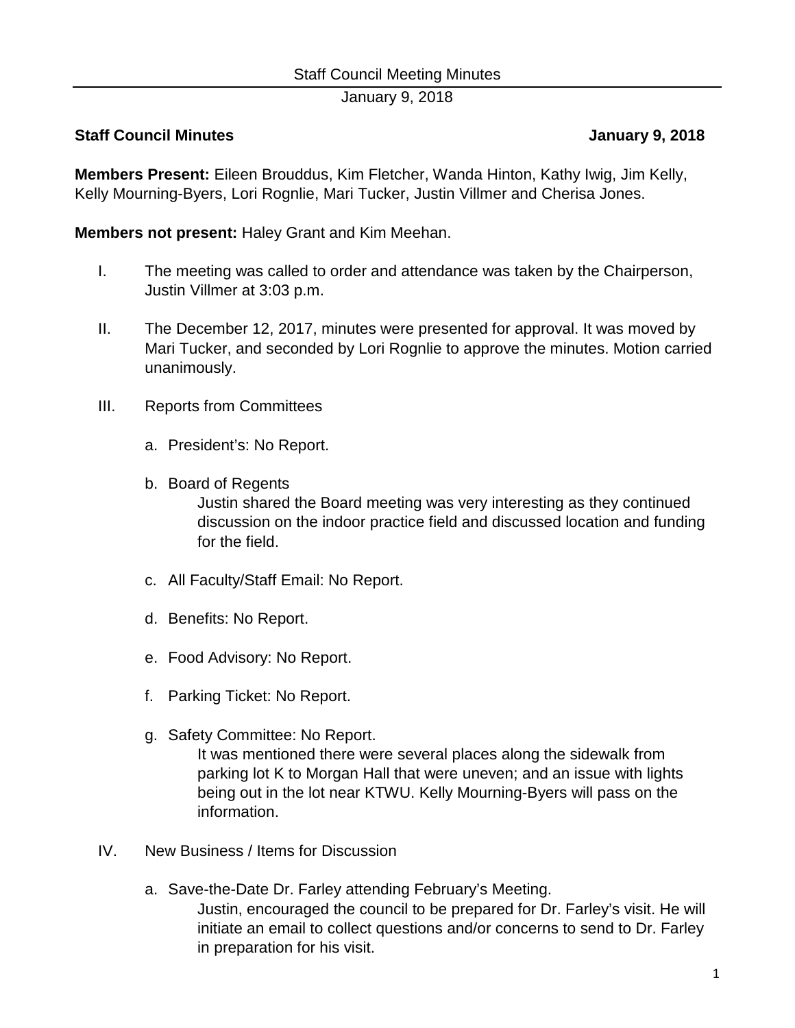## Staff Council Minutes January 9, 2018

**Members Present:** Eileen Brouddus, Kim Fletcher, Wanda Hinton, Kathy Iwig, Jim Kelly, Kelly Mourning-Byers, Lori Rognlie, Mari Tucker, Justin Villmer and Cherisa Jones.

**Members not present:** Haley Grant and Kim Meehan.

I. The meeting was called to order and attendance was taken by the Chairperson, Justin Villmer at 3:03 p.m.

II. The December 12, 2017, minutes were presented for approval. It was moved by Mari Tucker, and seconded by Lori Rognlie to approve the minutes. Motion carried unanimously.

III. Reports from Committees

   a. President's: No Report.

   b. Board of Regents
      Justin shared the Board meeting was very interesting as they continued discussion on the indoor practice field and discussed location and funding for the field.

   c. All Faculty/Staff Email: No Report.

   d. Benefits: No Report.

   e. Food Advisory: No Report.

   f. Parking Ticket: No Report.

   g. Safety Committee: No Report.
      It was mentioned there were several places along the sidewalk from parking lot K to Morgan Hall that were uneven; and an issue with lights being out in the lot near KTWU. Kelly Mourning-Byers will pass on the information.

IV. New Business / Items for Discussion

   a. Save-the-Date Dr. Farley attending February's Meeting.
      Justin, encouraged the council to be prepared for Dr. Farley's visit. He will initiate an email to collect questions and/or concerns to send to Dr. Farley in preparation for his visit.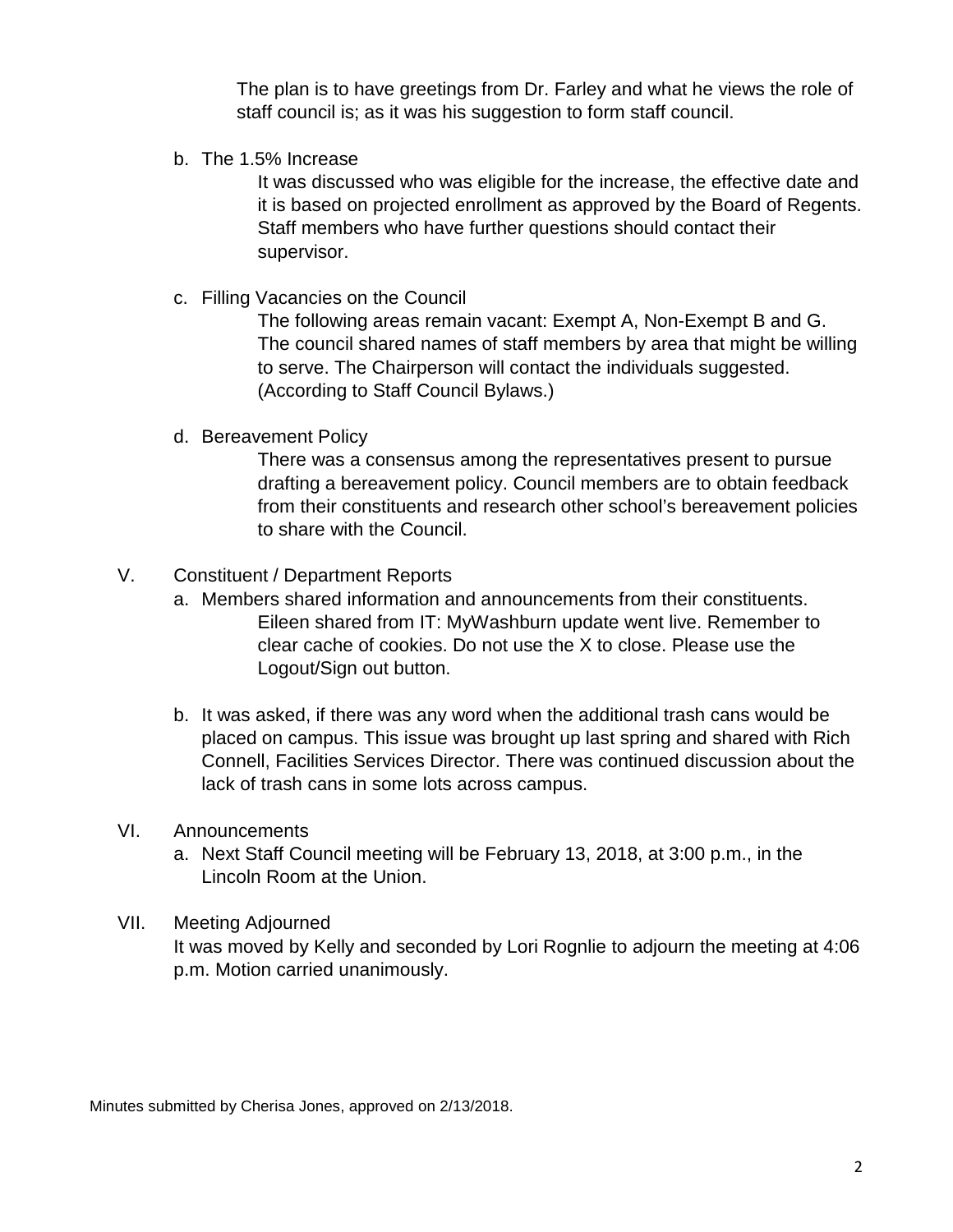The plan is to have greetings from Dr. Farley and what he views the role of staff council is; as it was his suggestion to form staff council.

b. The 1.5% Increase

   It was discussed who was eligible for the increase, the effective date and it is based on projected enrollment as approved by the Board of Regents. Staff members who have further questions should contact their supervisor.

c. Filling Vacancies on the Council

   The following areas remain vacant: Exempt A, Non-Exempt B and G. The council shared names of staff members by area that might be willing to serve. The Chairperson will contact the individuals suggested. (According to Staff Council Bylaws.)

d. Bereavement Policy

   There was a consensus among the representatives present to pursue drafting a bereavement policy. Council members are to obtain feedback from their constituents and research other school's bereavement policies to share with the Council.

V. Constituent / Department Reports

a. Members shared information and announcements from their constituents.

   Eileen shared from IT: MyWashburn update went live. Remember to clear cache of cookies. Do not use the X to close. Please use the Logout/Sign out button.

b. It was asked, if there was any word when the additional trash cans would be placed on campus. This issue was brought up last spring and shared with Rich Connell, Facilities Services Director. There was continued discussion about the lack of trash cans in some lots across campus.

VI. Announcements

a. Next Staff Council meeting will be February 13, 2018, at 3:00 p.m., in the Lincoln Room at the Union.

VII. Meeting Adjourned

It was moved by Kelly and seconded by Lori Rognlie to adjourn the meeting at 4:06 p.m. Motion carried unanimously.

Minutes submitted by Cherisa Jones, approved on 2/13/2018.